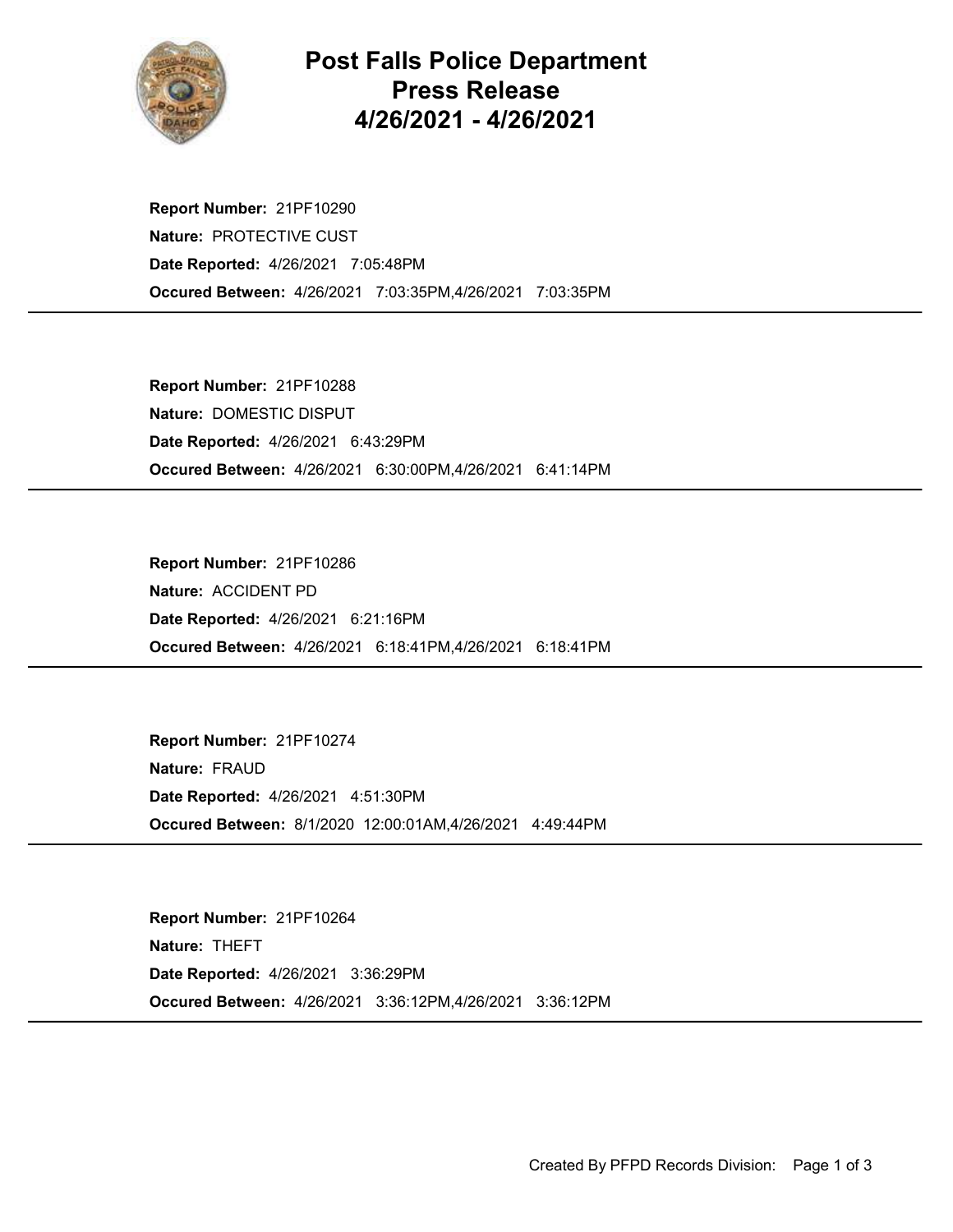# Post Falls Police Department
# Press Release
# 4/26/2021 - 4/26/2021

**Report Number:** 21PF10290
**Nature:** PROTECTIVE CUST
**Date Reported:** 4/26/2021 7:05:48PM
**Occured Between:** 4/26/2021 7:03:35PM,4/26/2021 7:03:35PM

---

**Report Number:** 21PF10288
**Nature:** DOMESTIC DISPUT
**Date Reported:** 4/26/2021 6:43:29PM
**Occured Between:** 4/26/2021 6:30:00PM,4/26/2021 6:41:14PM

---

**Report Number:** 21PF10286
**Nature:** ACCIDENT PD
**Date Reported:** 4/26/2021 6:21:16PM
**Occured Between:** 4/26/2021 6:18:41PM,4/26/2021 6:18:41PM

---

**Report Number:** 21PF10274
**Nature:** FRAUD
**Date Reported:** 4/26/2021 4:51:30PM
**Occured Between:** 8/1/2020 12:00:01AM,4/26/2021 4:49:44PM

---

**Report Number:** 21PF10264
**Nature:** THEFT
**Date Reported:** 4/26/2021 3:36:29PM
**Occured Between:** 4/26/2021 3:36:12PM,4/26/2021 3:36:12PM

---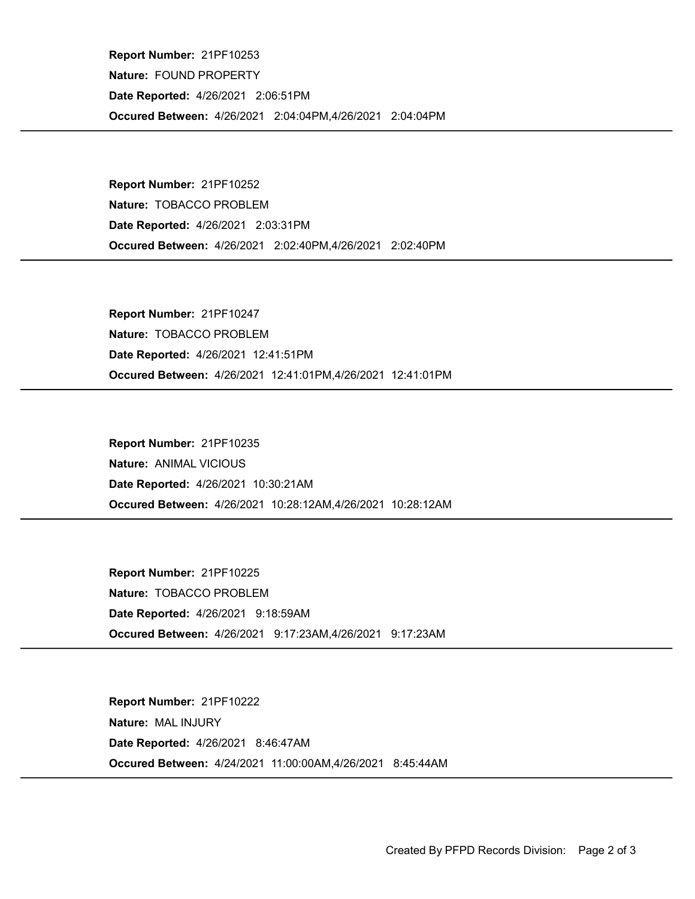**Report Number:** 21PF10253
**Nature:** FOUND PROPERTY
**Date Reported:** 4/26/2021 2:06:51PM
**Occured Between:** 4/26/2021 2:04:04PM,4/26/2021 2:04:04PM

---

**Report Number:** 21PF10252
**Nature:** TOBACCO PROBLEM
**Date Reported:** 4/26/2021 2:03:31PM
**Occured Between:** 4/26/2021 2:02:40PM,4/26/2021 2:02:40PM

---

**Report Number:** 21PF10247
**Nature:** TOBACCO PROBLEM
**Date Reported:** 4/26/2021 12:41:51PM
**Occured Between:** 4/26/2021 12:41:01PM,4/26/2021 12:41:01PM

---

**Report Number:** 21PF10235
**Nature:** ANIMAL VICIOUS
**Date Reported:** 4/26/2021 10:30:21AM
**Occured Between:** 4/26/2021 10:28:12AM,4/26/2021 10:28:12AM

---

**Report Number:** 21PF10225
**Nature:** TOBACCO PROBLEM
**Date Reported:** 4/26/2021 9:18:59AM
**Occured Between:** 4/26/2021 9:17:23AM,4/26/2021 9:17:23AM

---

**Report Number:** 21PF10222
**Nature:** MAL INJURY
**Date Reported:** 4/26/2021 8:46:47AM
**Occured Between:** 4/24/2021 11:00:00AM,4/26/2021 8:45:44AM

---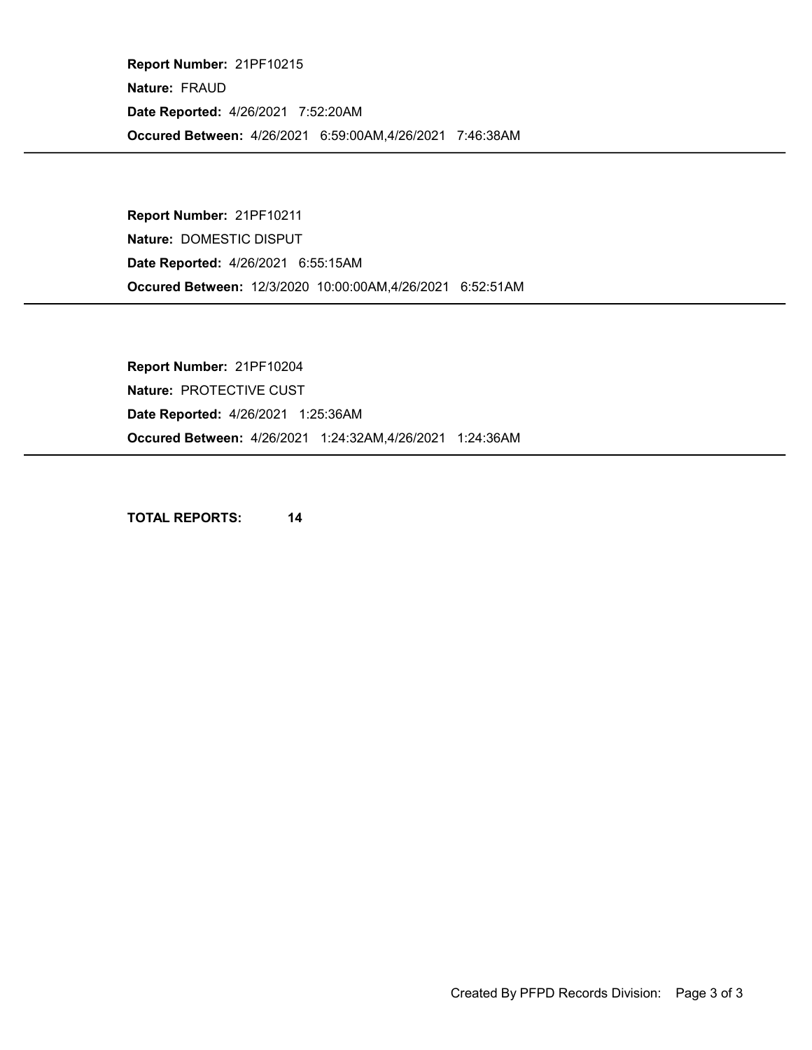**Report Number:** 21PF10215

**Nature:** FRAUD

**Date Reported:** 4/26/2021 7:52:20AM

**Occured Between:** 4/26/2021 6:59:00AM,4/26/2021 7:46:38AM

---

**Report Number:** 21PF10211

**Nature:** DOMESTIC DISPUT

**Date Reported:** 4/26/2021 6:55:15AM

**Occured Between:** 12/3/2020 10:00:00AM,4/26/2021 6:52:51AM

---

**Report Number:** 21PF10204

**Nature:** PROTECTIVE CUST

**Date Reported:** 4/26/2021 1:25:36AM

**Occured Between:** 4/26/2021 1:24:32AM,4/26/2021 1:24:36AM

---

**TOTAL REPORTS: 14**